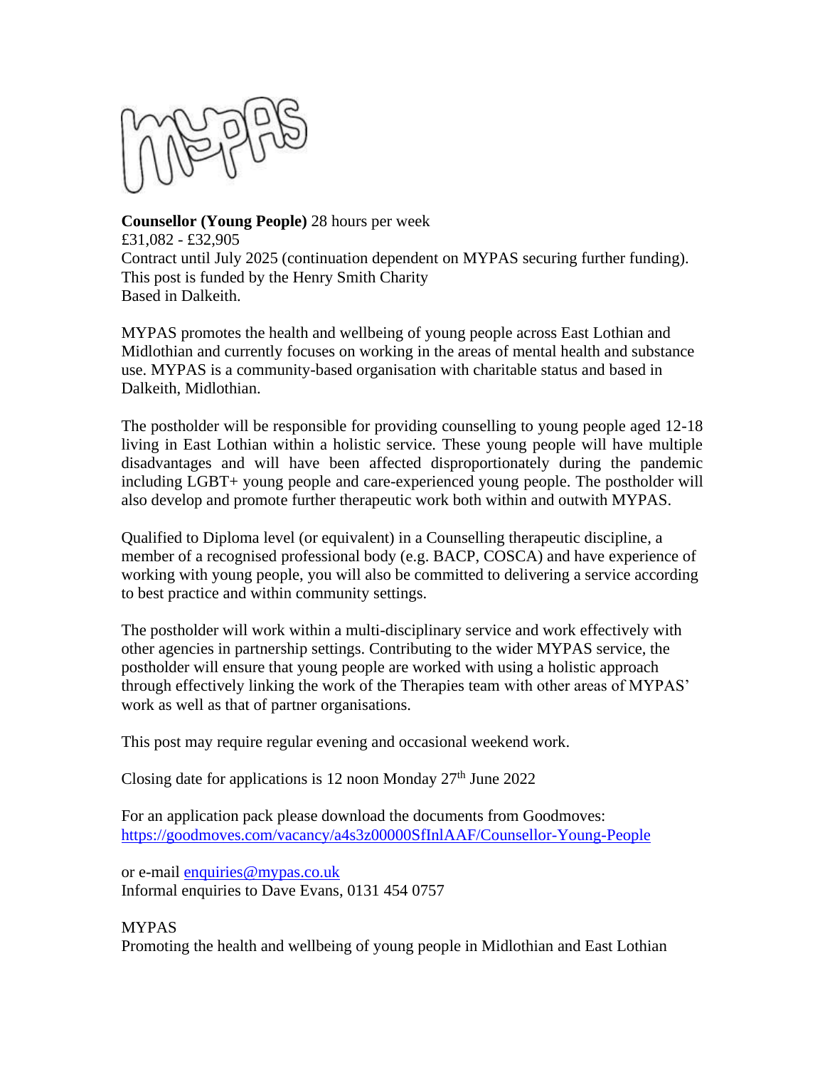**Counsellor (Young People)** 28 hours per week
£31,082 - £32,905
Contract until July 2025 (continuation dependent on MYPAS securing further funding).
This post is funded by the Henry Smith Charity
Based in Dalkeith.

MYPAS promotes the health and wellbeing of young people across East Lothian and Midlothian and currently focuses on working in the areas of mental health and substance use. MYPAS is a community-based organisation with charitable status and based in Dalkeith, Midlothian.

The postholder will be responsible for providing counselling to young people aged 12-18 living in East Lothian within a holistic service. These young people will have multiple disadvantages and will have been affected disproportionately during the pandemic including LGBT+ young people and care-experienced young people. The postholder will also develop and promote further therapeutic work both within and outwith MYPAS.

Qualified to Diploma level (or equivalent) in a Counselling therapeutic discipline, a member of a recognised professional body (e.g. BACP, COSCA) and have experience of working with young people, you will also be committed to delivering a service according to best practice and within community settings.

The postholder will work within a multi-disciplinary service and work effectively with other agencies in partnership settings. Contributing to the wider MYPAS service, the postholder will ensure that young people are worked with using a holistic approach through effectively linking the work of the Therapies team with other areas of MYPAS' work as well as that of partner organisations.

This post may require regular evening and occasional weekend work.

Closing date for applications is 12 noon Monday 27th June 2022

For an application pack please download the documents from Goodmoves:
https://goodmoves.com/vacancy/a4s3z00000SfInlAAF/Counsellor-Young-People

or e-mail enquiries@mypas.co.uk
Informal enquiries to Dave Evans, 0131 454 0757

MYPAS
Promoting the health and wellbeing of young people in Midlothian and East Lothian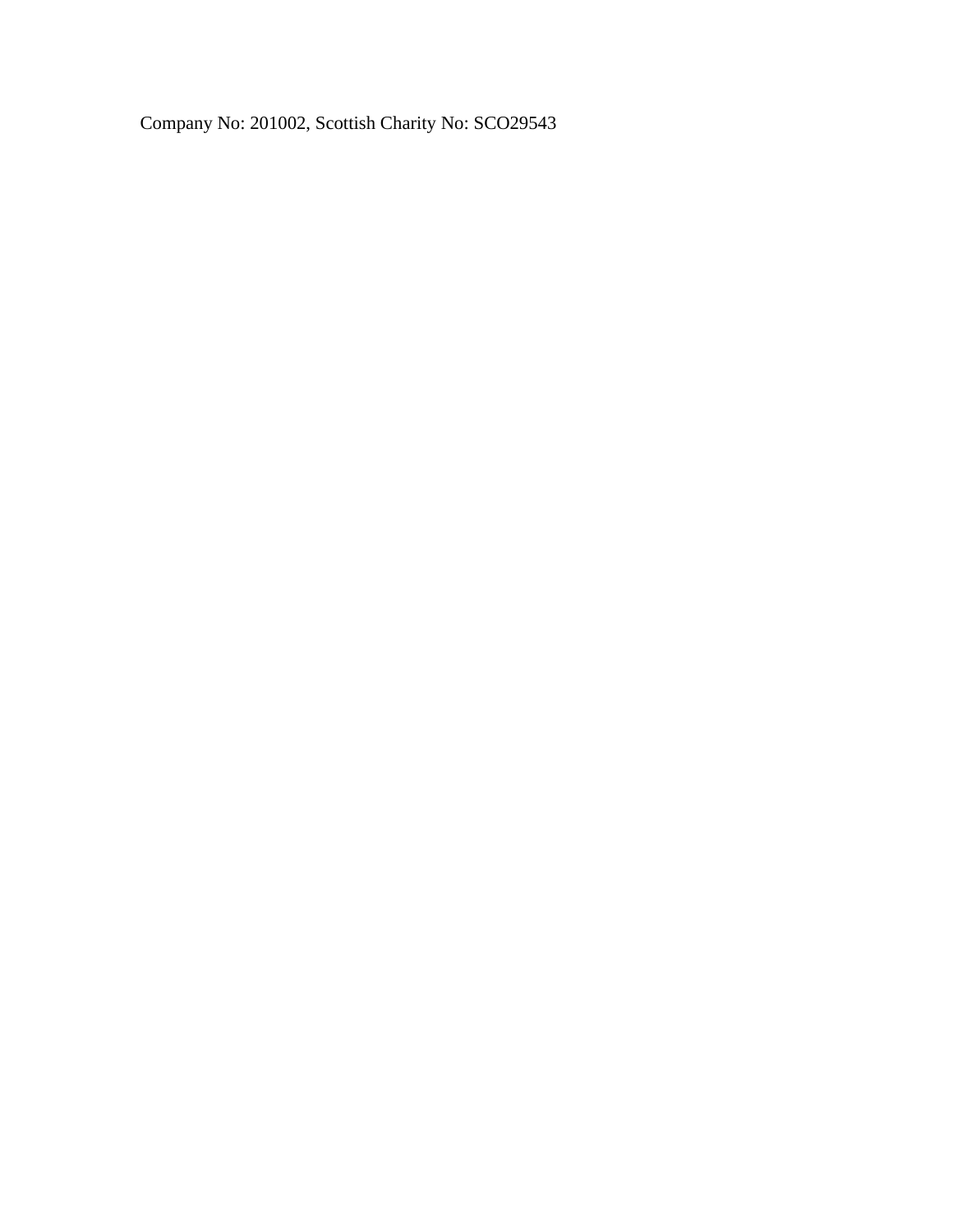Company No: 201002, Scottish Charity No: SCO29543